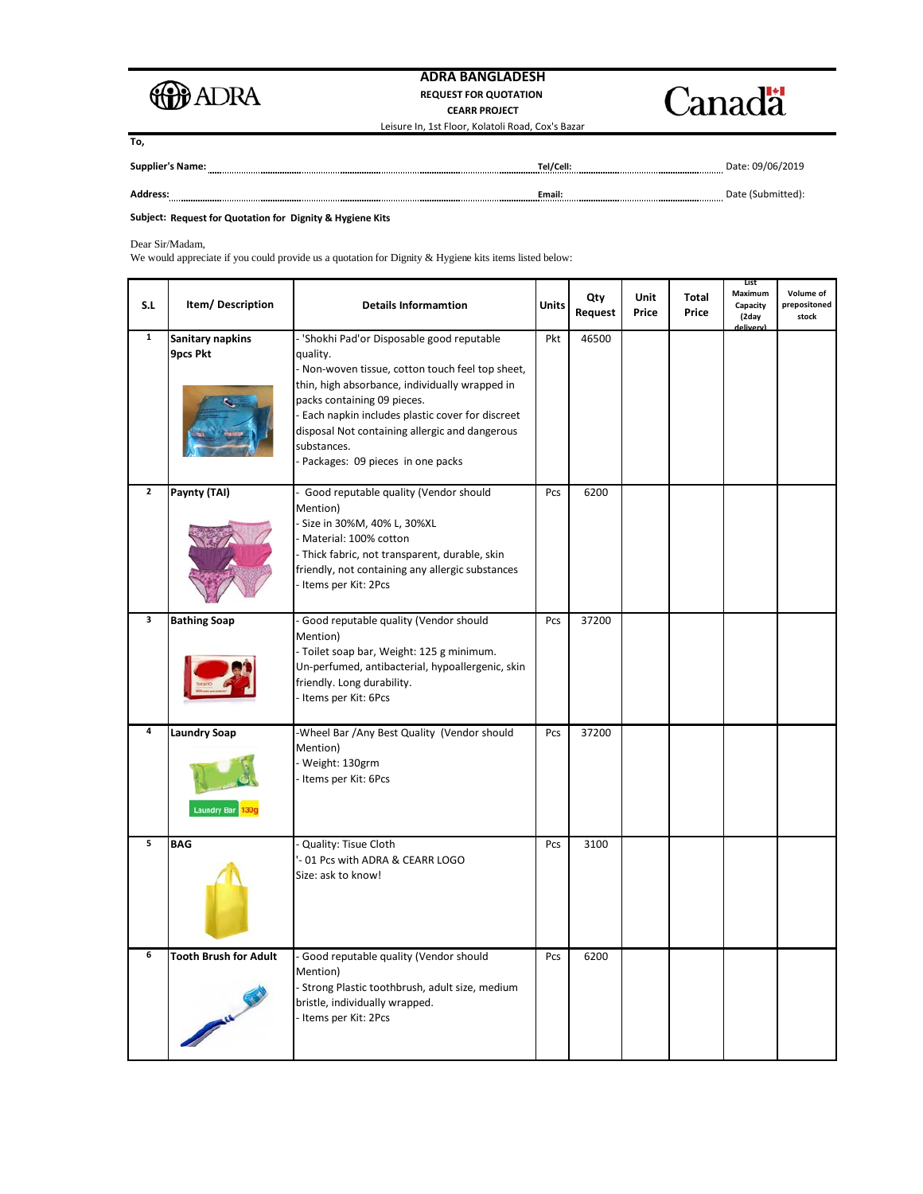# ADRA BANGLADESH

**REQUEST FOR QUOTATION**

**CEARR PROJECT**

Leisure In, 1st Floor, Kolatoli Road, Cox's Bazar

**To,**

**Supplier's Name:** ........................ **Tel/Cell:** ........................ Date: 09/06/2019

**Address:** ........................ **Email:** ........................ Date (Submitted):

**Subject: Request for Quotation for Dignity & Hygiene Kits**

Dear Sir/Madam,
We would appreciate if you could provide us a quotation for Dignity & Hygiene kits items listed below:

| S.L | Item/ Description | Details Informamtion | Units | Qty Request | Unit Price | Total Price | List Maximum Capacity (2day delivery) | Volume of prepositioned stock |
|---|---|---|---|---|---|---|---|---|
| 1 | **Sanitary napkins 9pcs Pkt** | - 'Shokhi Pad'or Disposable good reputable quality.<br>- Non-woven tissue, cotton touch feel top sheet, thin, high absorbance, individually wrapped in packs containing 09 pieces.<br>- Each napkin includes plastic cover for discreet disposal Not containing allergic and dangerous substances.<br>- Packages: 09 pieces in one packs | Pkt | 46500 | | | | |
| 2 | **Paynty (TAI)** | - Good reputable quality (Vendor should Mention)<br>- Size in 30%M, 40% L, 30%XL<br>- Material: 100% cotton<br>- Thick fabric, not transparent, durable, skin friendly, not containing any allergic substances<br>- Items per Kit: 2Pcs | Pcs | 6200 | | | | |
| 3 | **Bathing Soap** | - Good reputable quality (Vendor should Mention)<br>- Toilet soap bar, Weight: 125 g minimum. Un-perfumed, antibacterial, hypoallergenic, skin friendly. Long durability.<br>- Items per Kit: 6Pcs | Pcs | 37200 | | | | |
| 4 | **Laundry Soap** | -Wheel Bar /Any Best Quality (Vendor should Mention)<br>- Weight: 130grm<br>- Items per Kit: 6Pcs | Pcs | 37200 | | | | |
| 5 | **BAG** | - Quality: Tisue Cloth<br>'- 01 Pcs with ADRA & CEARR LOGO<br>Size: ask to know! | Pcs | 3100 | | | | |
| 6 | **Tooth Brush for Adult** | - Good reputable quality (Vendor should Mention)<br>- Strong Plastic toothbrush, adult size, medium bristle, individually wrapped.<br>- Items per Kit: 2Pcs | Pcs | 6200 | | | | |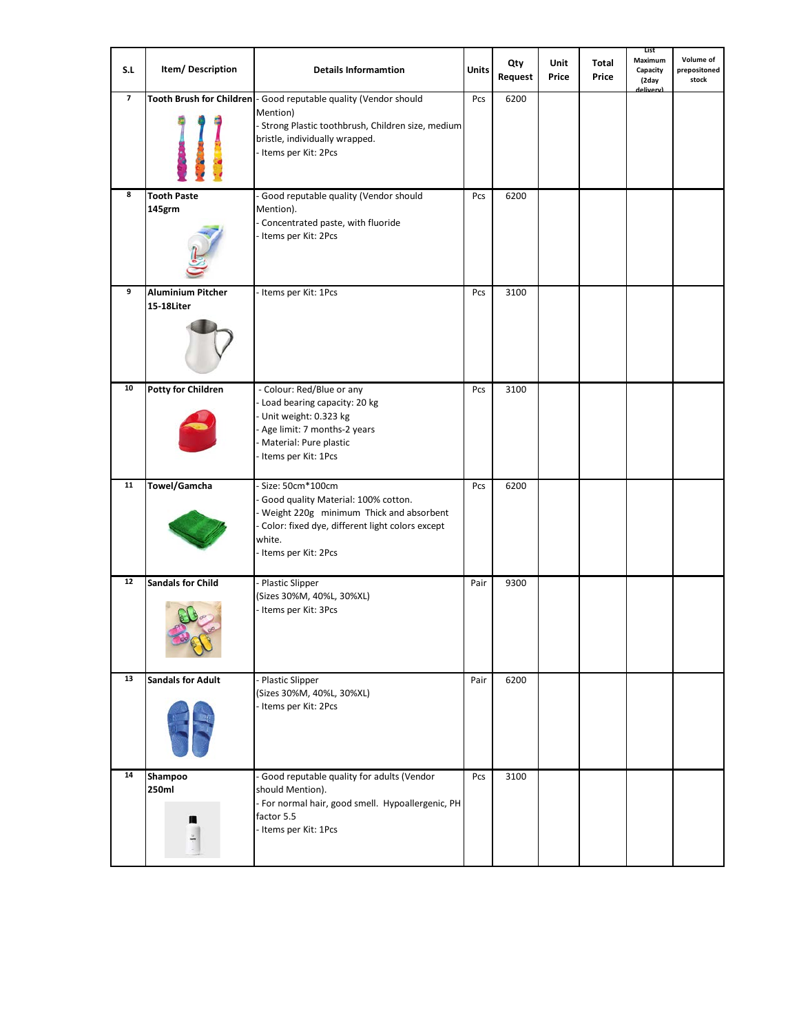| S.L | Item/ Description | Details Informamtion | Units | Qty Request | Unit Price | Total Price | List Maximum Capacity (2day delivery) | Volume of prepositoned stock |
|---|---|---|---|---|---|---|---|---|
| 7 | **Tooth Brush for Children** | - Good reputable quality (Vendor should Mention)<br>- Strong Plastic toothbrush, Children size, medium bristle, individually wrapped.<br>- Items per Kit: 2Pcs | Pcs | 6200 | | | | |
| 8 | **Tooth Paste 145grm** | - Good reputable quality (Vendor should Mention).<br>- Concentrated paste, with fluoride<br>- Items per Kit: 2Pcs | Pcs | 6200 | | | | |
| 9 | **Aluminium Pitcher 15-18Liter** | - Items per Kit: 1Pcs | Pcs | 3100 | | | | |
| 10 | **Potty for Children** | - Colour: Red/Blue or any<br>- Load bearing capacity: 20 kg<br>- Unit weight: 0.323 kg<br>- Age limit: 7 months-2 years<br>- Material: Pure plastic<br>- Items per Kit: 1Pcs | Pcs | 3100 | | | | |
| 11 | **Towel/Gamcha** | - Size: 50cm*100cm<br>- Good quality Material: 100% cotton.<br>- Weight 220g minimum Thick and absorbent<br>- Color: fixed dye, different light colors except white.<br>- Items per Kit: 2Pcs | Pcs | 6200 | | | | |
| 12 | **Sandals for Child** | - Plastic Slipper<br>(Sizes 30%M, 40%L, 30%XL)<br>- Items per Kit: 3Pcs | Pair | 9300 | | | | |
| 13 | **Sandals for Adult** | - Plastic Slipper<br>(Sizes 30%M, 40%L, 30%XL)<br>- Items per Kit: 2Pcs | Pair | 6200 | | | | |
| 14 | **Shampoo 250ml** | - Good reputable quality for adults (Vendor should Mention).<br>- For normal hair, good smell. Hypoallergenic, PH factor 5.5<br>- Items per Kit: 1Pcs | Pcs | 3100 | | | | |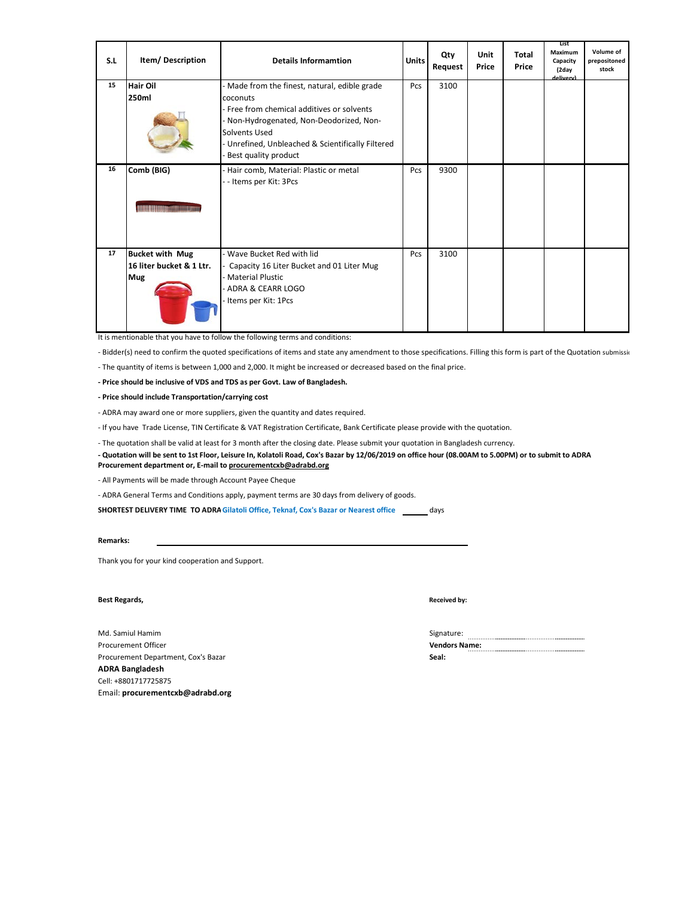| S.L | Item/ Description | Details Informamtion | Units | Qty Request | Unit Price | Total Price | List Maximum Capacity (2day delivery) | Volume of prepositoned stock |
|---|---|---|---|---|---|---|---|---|
| 15 | **Hair Oil 250ml** | - Made from the finest, natural, edible grade coconuts<br>- Free from chemical additives or solvents<br>- Non-Hydrogenated, Non-Deodorized, Non-Solvents Used<br>- Unrefined, Unbleached & Scientifically Filtered<br>- Best quality product | Pcs | 3100 | | | | |
| 16 | **Comb (BIG)** | - Hair comb, Material: Plastic or metal<br>- - Items per Kit: 3Pcs | Pcs | 9300 | | | | |
| 17 | **Bucket with Mug 16 liter bucket & 1 Ltr. Mug** | - Wave Bucket Red with lid<br>- Capacity 16 Liter Bucket and 01 Liter Mug<br>- Material Plustic<br>- ADRA & CEARR LOGO<br>- Items per Kit: 1Pcs | Pcs | 3100 | | | | |

It is mentionable that you have to follow the following terms and conditions:

- Bidder(s) need to confirm the quoted specifications of items and state any amendment to those specifications. Filling this form is part of the Quotation submissi

- The quantity of items is between 1,000 and 2,000. It might be increased or decreased based on the final price.

**- Price should be inclusive of VDS and TDS as per Govt. Law of Bangladesh.**

**- Price should include Transportation/carrying cost**

- ADRA may award one or more suppliers, given the quantity and dates required.

- If you have Trade License, TIN Certificate & VAT Registration Certificate, Bank Certificate please provide with the quotation.

- The quotation shall be valid at least for 3 month after the closing date. Please submit your quotation in Bangladesh currency.

**- Quotation will be sent to 1st Floor, Leisure In, Kolatoli Road, Cox's Bazar by 12/06/2019 on office hour (08.00AM to 5.00PM) or to submit to ADRA Procurement department or, E-mail to procurementcxb@adrabd.org**

- All Payments will be made through Account Payee Cheque

- ADRA General Terms and Conditions apply, payment terms are 30 days from delivery of goods.

**SHORTEST DELIVERY TIME TO ADRA Gilatoli Office, Teknaf, Cox's Bazar or Nearest office** ______ days

**Remarks:** ____________________

Thank you for your kind cooperation and Support.

**Best Regards,**

Md. Samiul Hamim
Procurement Officer
Procurement Department, Cox's Bazar
**ADRA Bangladesh**
Cell: +8801717725875
Email: **procurementcxb@adrabd.org**

**Received by:**

Signature: ....................
**Vendors Name:** ....................
**Seal:**